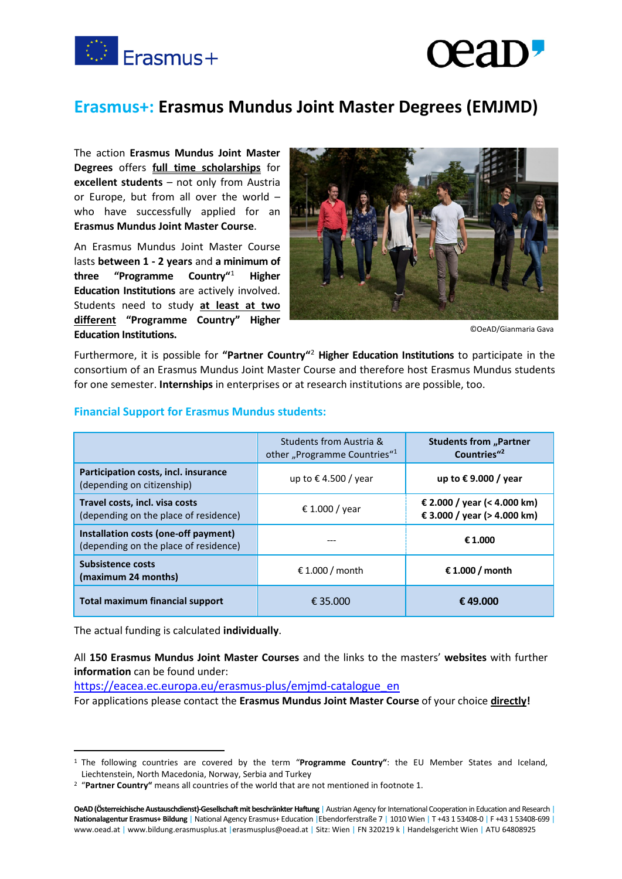# Erasmus+: Erasmus Mundus Joint Master Degrees (EMJMD)

The action **Erasmus Mundus Joint Master Degrees** offers **full time scholarships** for **excellent students** – not only from Austria or Europe, but from all over the world – who have successfully applied for an **Erasmus Mundus Joint Master Course**.

An Erasmus Mundus Joint Master Course lasts **between 1 - 2 years** and **a minimum of three "Programme Country"**[1] **Higher Education Institutions** are actively involved. Students need to study **at least at two different "Programme Country" Higher Education Institutions.**

©OeAD/Gianmaria Gava

Furthermore, it is possible for **"Partner Country"**[2] **Higher Education Institutions** to participate in the consortium of an Erasmus Mundus Joint Master Course and therefore host Erasmus Mundus students for one semester. **Internships** in enterprises or at research institutions are possible, too.

## Financial Support for Erasmus Mundus students:

| | Students from Austria & other „Programme Countries"[1] | **Students from „Partner Countries"[2]** |
|---|---|---|
| **Participation costs, incl. insurance** (depending on citizenship) | up to € 4.500 / year | **up to € 9.000 / year** |
| **Travel costs, incl. visa costs** (depending on the place of residence) | € 1.000 / year | **€ 2.000 / year (< 4.000 km)** **€ 3.000 / year (> 4.000 km)** |
| **Installation costs (one-off payment)** (depending on the place of residence) | --- | **€ 1.000** |
| **Subsistence costs (maximum 24 months)** | € 1.000 / month | **€ 1.000 / month** |
| **Total maximum financial support** | € 35.000 | **€ 49.000** |

The actual funding is calculated **individually**.

All **150 Erasmus Mundus Joint Master Courses** and the links to the masters' **websites** with further **information** can be found under:
https://eacea.ec.europa.eu/erasmus-plus/emjmd-catalogue_en
For applications please contact the **Erasmus Mundus Joint Master Course** of your choice **directly**!

---

[1] The following countries are covered by the term "**Programme Country**": the EU Member States and Iceland, Liechtenstein, North Macedonia, Norway, Serbia and Turkey

[2] "**Partner Country**" means all countries of the world that are not mentioned in footnote 1.

**OeAD (Österreichischer Austauschdienst)-Gesellschaft mit beschränkter Haftung** | Austrian Agency for International Cooperation in Education and Research | **Nationalagentur Erasmus+ Bildung** | National Agency Erasmus+ Education | Ebendorferstraße 7 | 1010 Wien | T +43 1 53408-0 | F +43 1 53408-699 | www.oead.at | www.bildung.erasmusplus.at | erasmusplus@oead.at | Sitz: Wien | FN 320219 k | Handelsgericht Wien | ATU 64808925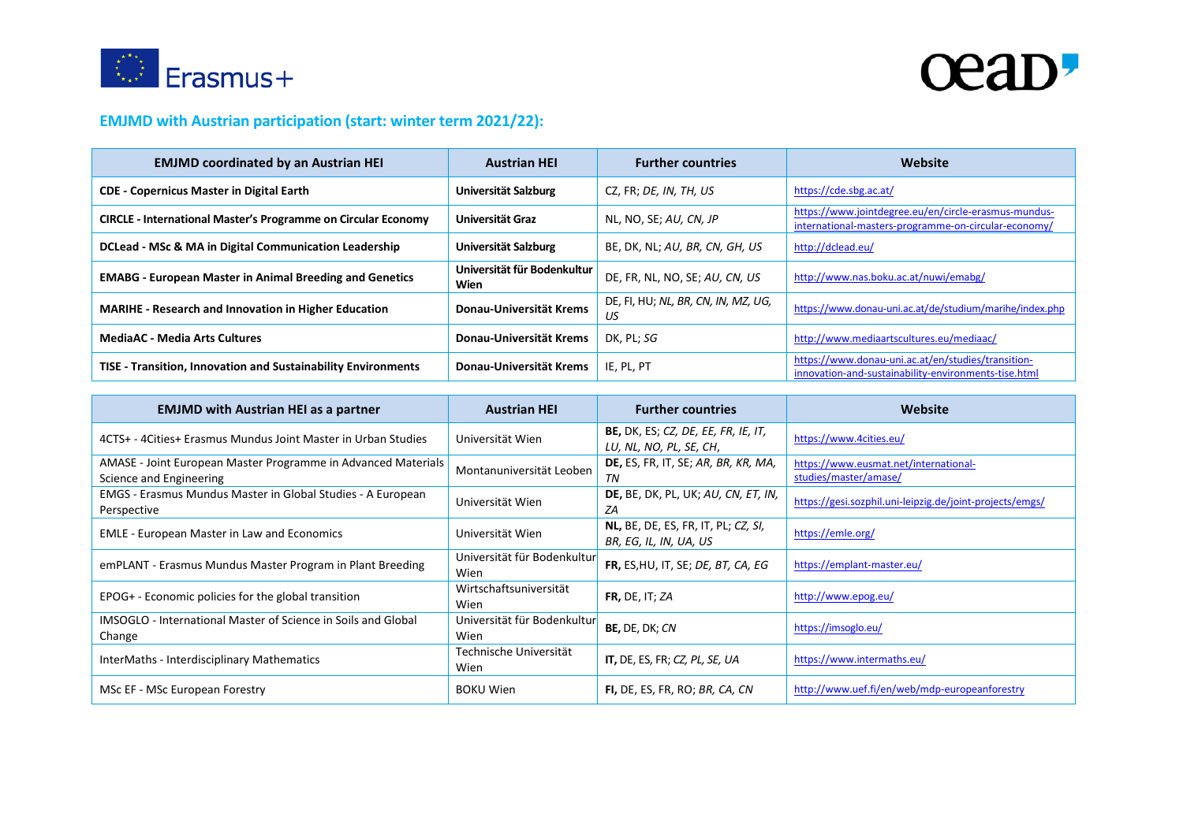## EMJMD with Austrian participation (start: winter term 2021/22):

| EMJMD coordinated by an Austrian HEI | Austrian HEI | Further countries | Website |
|---|---|---|---|
| **CDE - Copernicus Master in Digital Earth** | **Universität Salzburg** | CZ, FR; *DE, IN, TH, US* | https://cde.sbg.ac.at/ |
| **CIRCLE - International Master's Programme on Circular Economy** | **Universität Graz** | NL, NO, SE; *AU, CN, JP* | https://www.jointdegree.eu/en/circle-erasmus-mundus-international-masters-programme-on-circular-economy/ |
| **DCLead - MSc & MA in Digital Communication Leadership** | **Universität Salzburg** | BE, DK, NL; *AU, BR, CN, GH, US* | http://dclead.eu/ |
| **EMABG - European Master in Animal Breeding and Genetics** | **Universität für Bodenkultur Wien** | DE, FR, NL, NO, SE; *AU, CN, US* | http://www.nas.boku.ac.at/nuwi/emabg/ |
| **MARIHE - Research and Innovation in Higher Education** | **Donau-Universität Krems** | DE, FI, HU; *NL, BR, CN, IN, MZ, UG, US* | https://www.donau-uni.ac.at/de/studium/marihe/index.php |
| **MediaAC - Media Arts Cultures** | **Donau-Universität Krems** | DK, PL; *SG* | http://www.mediaartscultures.eu/mediaac/ |
| **TISE - Transition, Innovation and Sustainability Environments** | **Donau-Universität Krems** | IE, PL, PT | https://www.donau-uni.ac.at/en/studies/transition-innovation-and-sustainability-environments-tise.html |

| EMJMD with Austrian HEI as a partner | Austrian HEI | Further countries | Website |
|---|---|---|---|
| 4CTS+ - 4Cities+ Erasmus Mundus Joint Master in Urban Studies | Universität Wien | **BE,** DK, ES; *CZ, DE, EE, FR, IE, IT, LU, NL, NO, PL, SE, CH,* | https://www.4cities.eu/ |
| AMASE - Joint European Master Programme in Advanced Materials Science and Engineering | Montanuniversität Leoben | **DE,** ES, FR, IT, SE; *AR, BR, KR, MA, TN* | https://www.eusmat.net/international-studies/master/amase/ |
| EMGS - Erasmus Mundus Master in Global Studies - A European Perspective | Universität Wien | **DE,** BE, DK, PL, UK; *AU, CN, ET, IN, ZA* | https://gesi.sozphil.uni-leipzig.de/joint-projects/emgs/ |
| EMLE - European Master in Law and Economics | Universität Wien | **NL,** BE, DE, ES, FR, IT, PL; *CZ, SI, BR, EG, IL, IN, UA, US* | https://emle.org/ |
| emPLANT - Erasmus Mundus Master Program in Plant Breeding | Universität für Bodenkultur Wien | **FR,** ES,HU, IT, SE; *DE, BT, CA, EG* | https://emplant-master.eu/ |
| EPOG+ - Economic policies for the global transition | Wirtschaftsuniversität Wien | **FR,** DE, IT; *ZA* | http://www.epog.eu/ |
| IMSOGLO - International Master of Science in Soils and Global Change | Universität für Bodenkultur Wien | **BE,** DE, DK; *CN* | https://imsoglo.eu/ |
| InterMaths - Interdisciplinary Mathematics | Technische Universität Wien | **IT,** DE, ES, FR; *CZ, PL, SE, UA* | https://www.intermaths.eu/ |
| MSc EF - MSc European Forestry | BOKU Wien | **FI,** DE, ES, FR, RO; *BR, CA, CN* | http://www.uef.fi/en/web/mdp-europeanforestry |